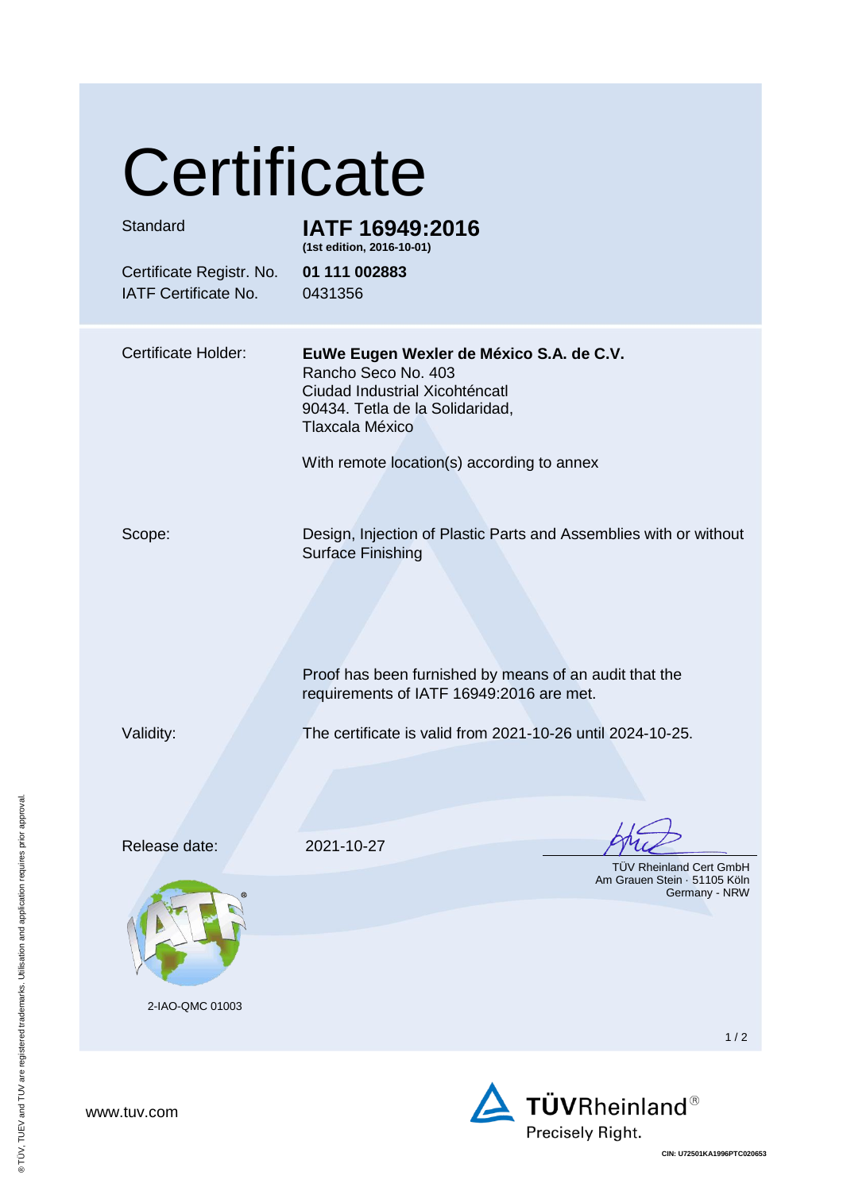# Certificate

| | |
|---|---|
| Standard | **IATF 16949:2016** **(1st edition, 2016-10-01)** |
| Certificate Registr. No. | **01 111 002883** |
| IATF Certificate No. | 0431356 |

Certificate Holder:

**EuWe Eugen Wexler de México S.A. de C.V.**
Rancho Seco No. 403
Ciudad Industrial Xicohténcatl
90434. Tetla de la Solidaridad,
Tlaxcala México

With remote location(s) according to annex

Scope:

Design, Injection of Plastic Parts and Assemblies with or without Surface Finishing

Proof has been furnished by means of an audit that the requirements of IATF 16949:2016 are met.

Validity:

The certificate is valid from 2021-10-26 until 2024-10-25.

Release date: 2021-10-27

TÜV Rheinland Cert GmbH
Am Grauen Stein · 51105 Köln
Germany - NRW

2-IAO-QMC 01003

www.tuv.com

TÜVRheinland®
Precisely Right.

CIN: U72501KA1996PTC020653

® TÜV, TUEV and TUV are registered trademarks. Utilisation and application requires prior approval.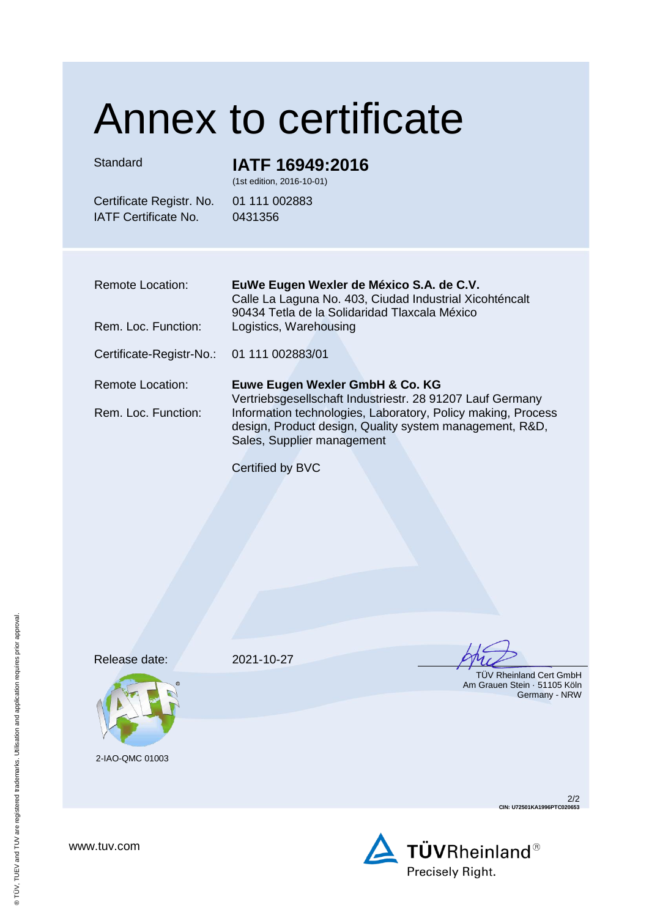# Annex to certificate

| | |
|---|---|
| Standard | **IATF 16949:2016** (1st edition, 2016-10-01) |
| Certificate Registr. No. | 01 111 002883 |
| IATF Certificate No. | 0431356 |

| | |
|---|---|
| Remote Location: | **EuWe Eugen Wexler de México S.A. de C.V.** Calle La Laguna No. 403, Ciudad Industrial Xicohténcalt 90434 Tetla de la Solidaridad Tlaxcala México |
| Rem. Loc. Function: | Logistics, Warehousing |
| Certificate-Registr-No.: | 01 111 002883/01 |
| Remote Location: | **Euwe Eugen Wexler GmbH & Co. KG** Vertriebsgesellschaft Industriestr. 28 91207 Lauf Germany |
| Rem. Loc. Function: | Information technologies, Laboratory, Policy making, Process design, Product design, Quality system management, R&D, Sales, Supplier management |
| | Certified by BVC |

Release date: 2021-10-27

TÜV Rheinland Cert GmbH
Am Grauen Stein · 51105 Köln
Germany - NRW

2-IAO-QMC 01003

CIN: U72501KA1996PTC020653

www.tuv.com

TÜVRheinland®
Precisely Right.

® TÜV, TUEV and TUV are registered trademarks. Utilisation and application requires prior approval.